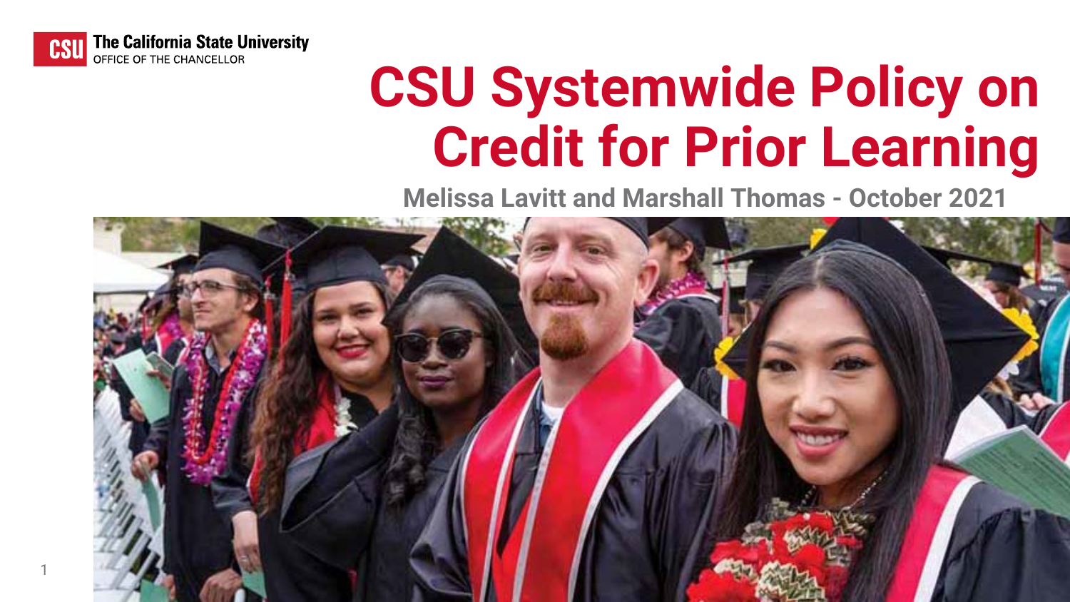The California State University
OFFICE OF THE CHANCELLOR

# CSU Systemwide Policy on Credit for Prior Learning

**Melissa Lavitt and Marshall Thomas - October 2021**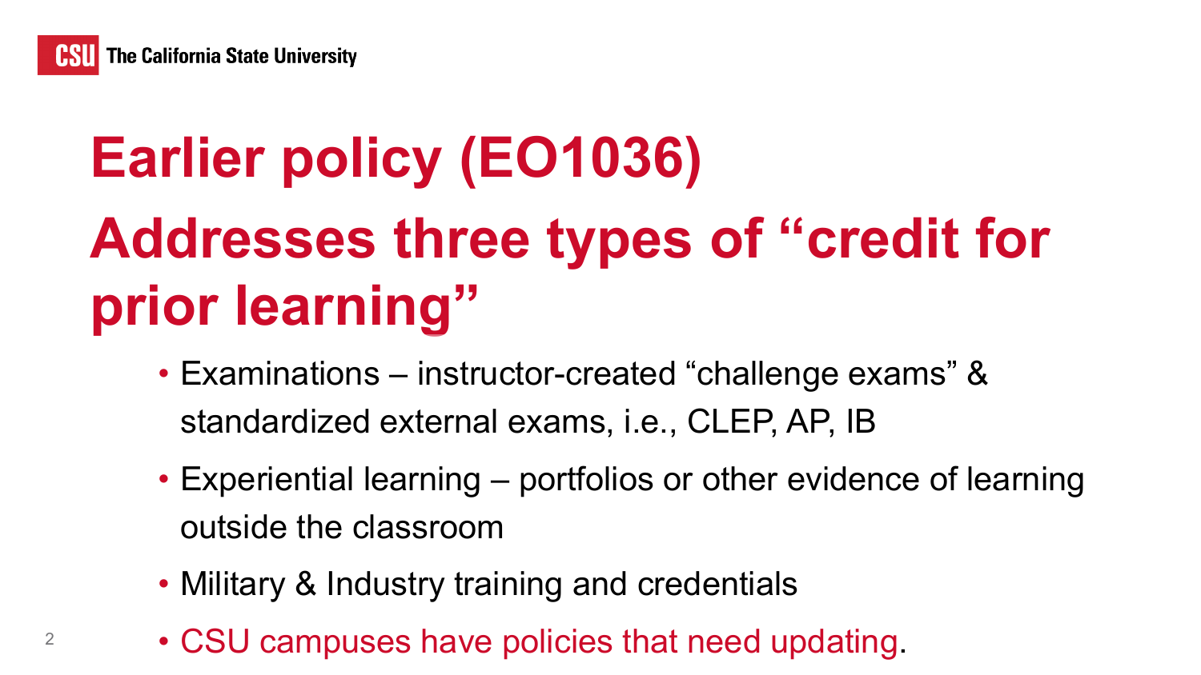# Earlier policy (EO1036)

## Addresses three types of "credit for prior learning"

- Examinations – instructor-created "challenge exams" & standardized external exams, i.e., CLEP, AP, IB
- Experiential learning – portfolios or other evidence of learning outside the classroom
- Military & Industry training and credentials
- CSU campuses have policies that need updating.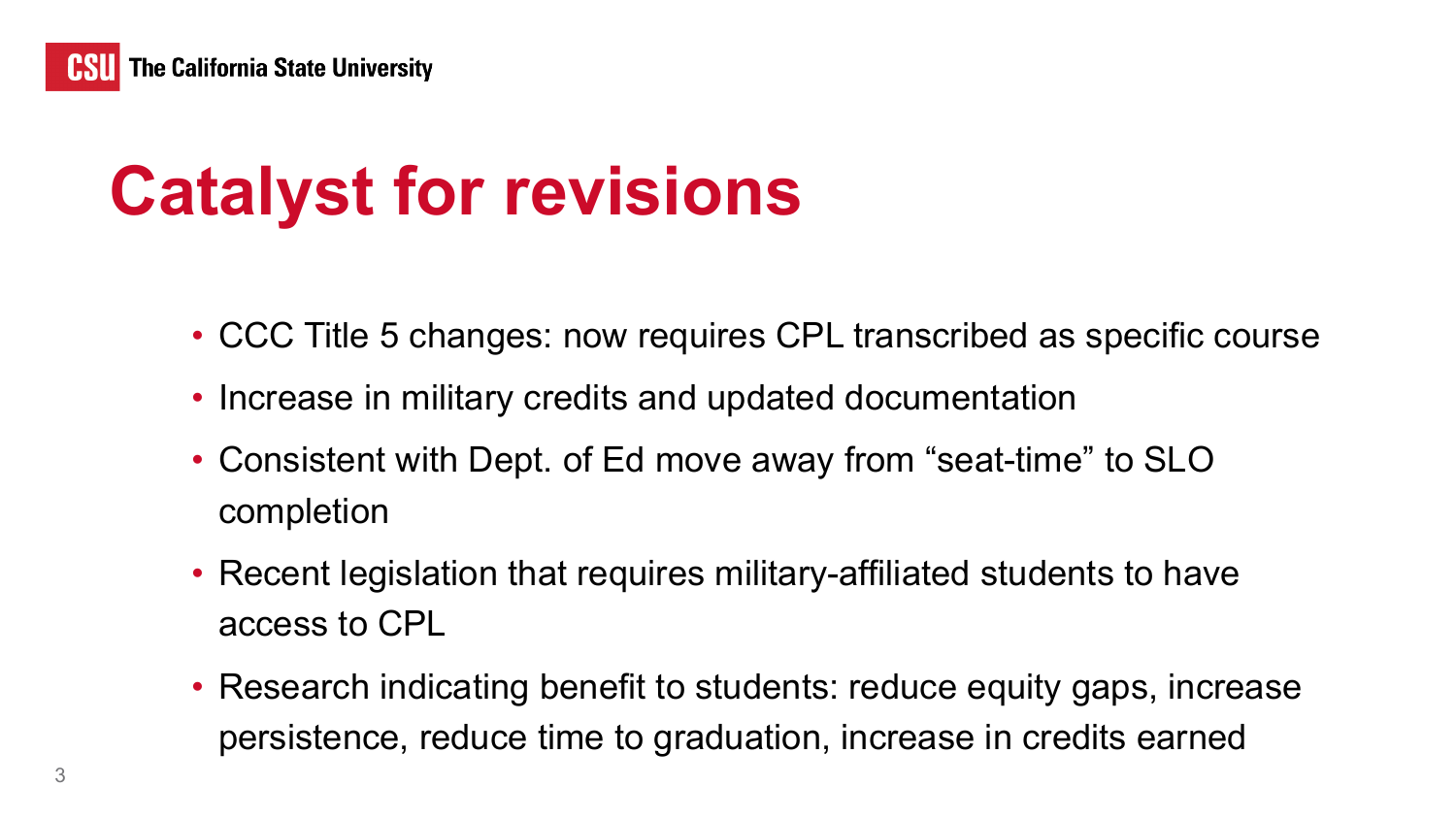# Catalyst for revisions

- CCC Title 5 changes: now requires CPL transcribed as specific course
- Increase in military credits and updated documentation
- Consistent with Dept. of Ed move away from "seat-time" to SLO completion
- Recent legislation that requires military-affiliated students to have access to CPL
- Research indicating benefit to students: reduce equity gaps, increase persistence, reduce time to graduation, increase in credits earned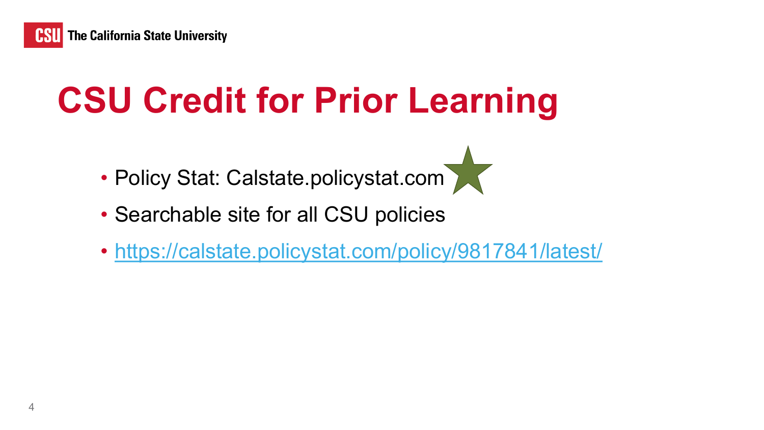# CSU Credit for Prior Learning

- Policy Stat: Calstate.policystat.com
- Searchable site for all CSU policies
- https://calstate.policystat.com/policy/9817841/latest/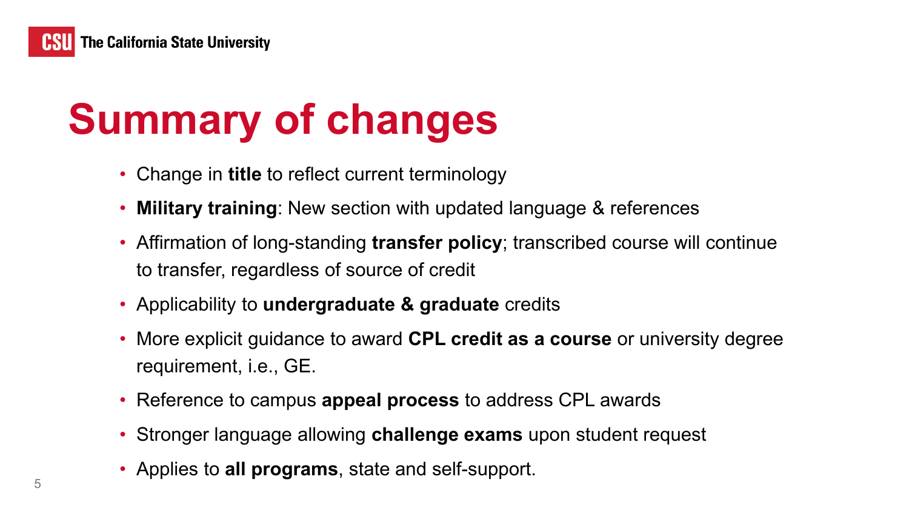# Summary of changes

- Change in **title** to reflect current terminology
- **Military training**: New section with updated language & references
- Affirmation of long-standing **transfer policy**; transcribed course will continue to transfer, regardless of source of credit
- Applicability to **undergraduate & graduate** credits
- More explicit guidance to award **CPL credit as a course** or university degree requirement, i.e., GE.
- Reference to campus **appeal process** to address CPL awards
- Stronger language allowing **challenge exams** upon student request
- Applies to **all programs**, state and self-support.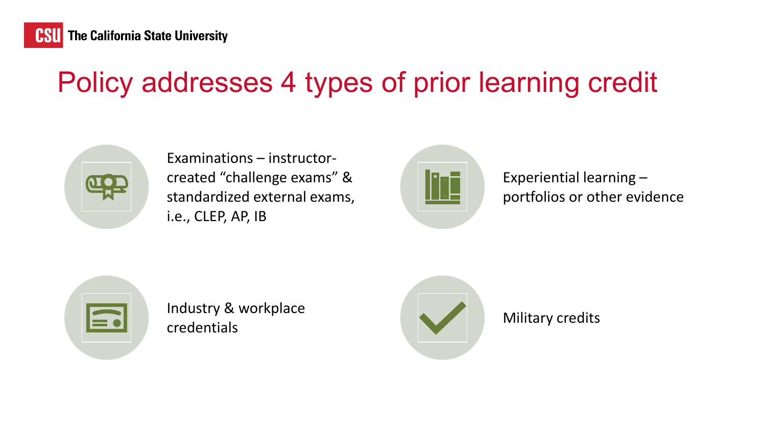# Policy addresses 4 types of prior learning credit

- Examinations – instructor-created "challenge exams" & standardized external exams, i.e., CLEP, AP, IB
- Experiential learning – portfolios or other evidence
- Industry & workplace credentials
- Military credits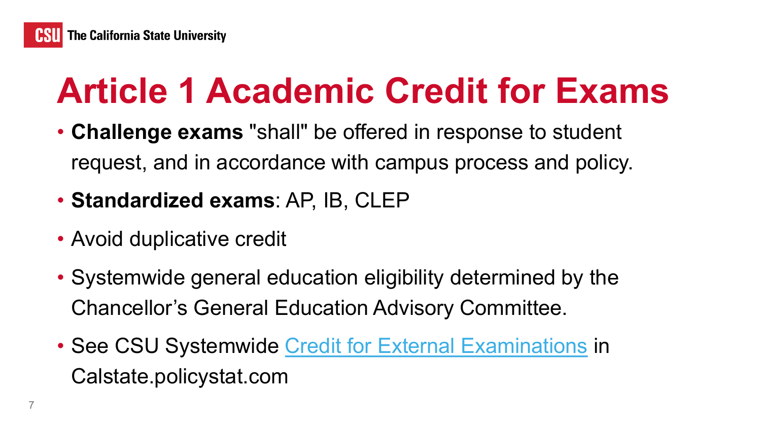# Article 1 Academic Credit for Exams

- **Challenge exams** "shall" be offered in response to student request, and in accordance with campus process and policy.
- **Standardized exams**: AP, IB, CLEP
- Avoid duplicative credit
- Systemwide general education eligibility determined by the Chancellor's General Education Advisory Committee.
- See CSU Systemwide Credit for External Examinations in Calstate.policystat.com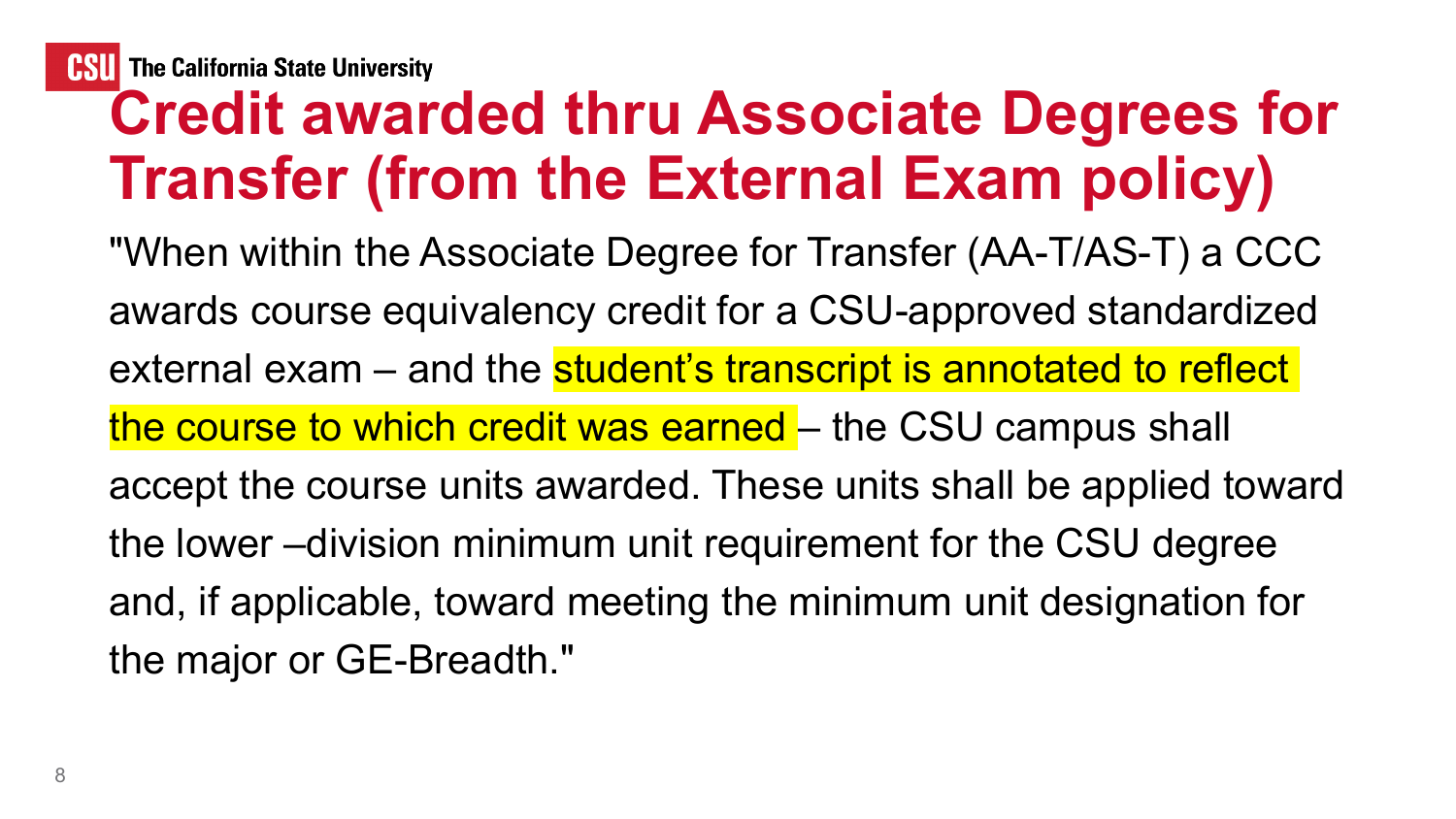# Credit awarded thru Associate Degrees for Transfer (from the External Exam policy)

"When within the Associate Degree for Transfer (AA-T/AS-T) a CCC awards course equivalency credit for a CSU-approved standardized external exam – and the student's transcript is annotated to reflect the course to which credit was earned – the CSU campus shall accept the course units awarded. These units shall be applied toward the lower –division minimum unit requirement for the CSU degree and, if applicable, toward meeting the minimum unit designation for the major or GE-Breadth."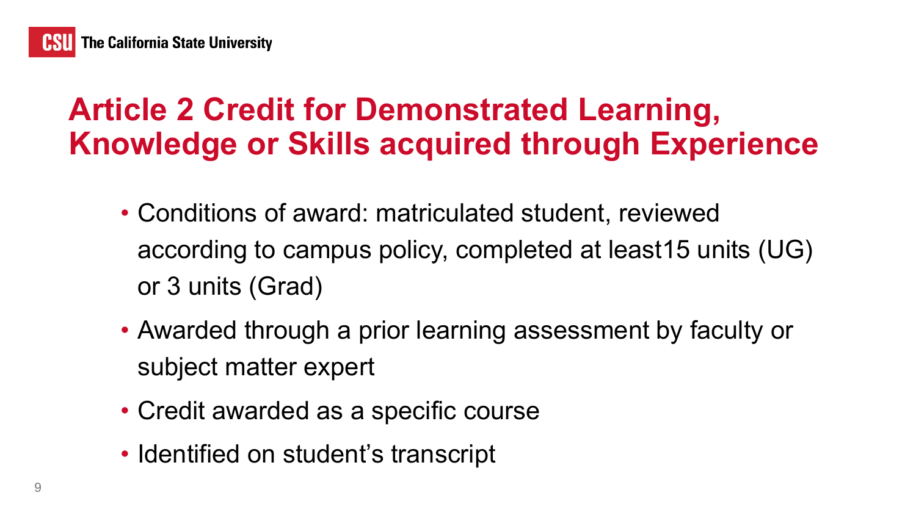# Article 2 Credit for Demonstrated Learning, Knowledge or Skills acquired through Experience

- Conditions of award: matriculated student, reviewed according to campus policy, completed at least15 units (UG) or 3 units (Grad)
- Awarded through a prior learning assessment by faculty or subject matter expert
- Credit awarded as a specific course
- Identified on student's transcript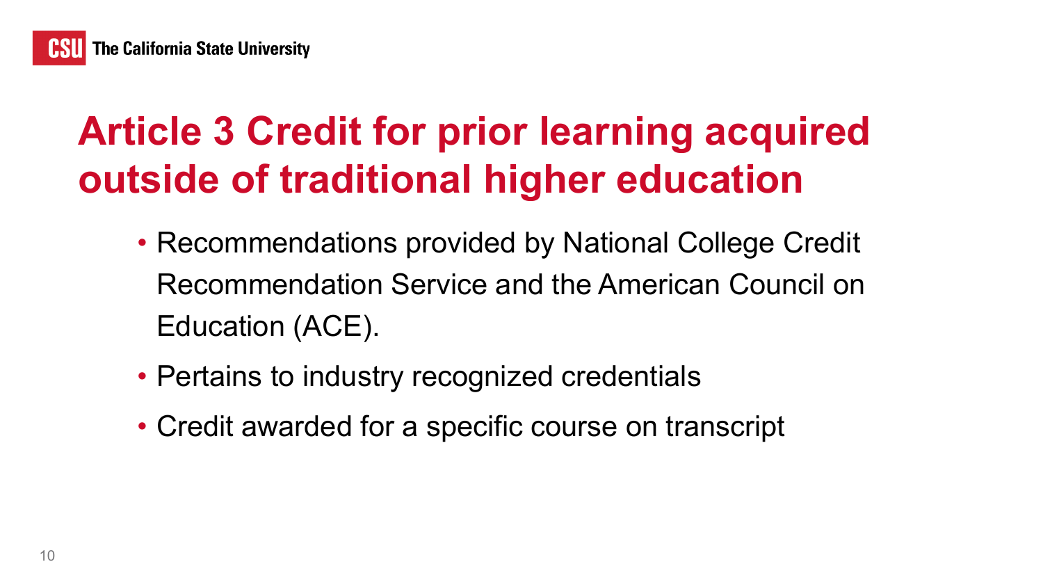# Article 3 Credit for prior learning acquired outside of traditional higher education

- Recommendations provided by National College Credit Recommendation Service and the American Council on Education (ACE).
- Pertains to industry recognized credentials
- Credit awarded for a specific course on transcript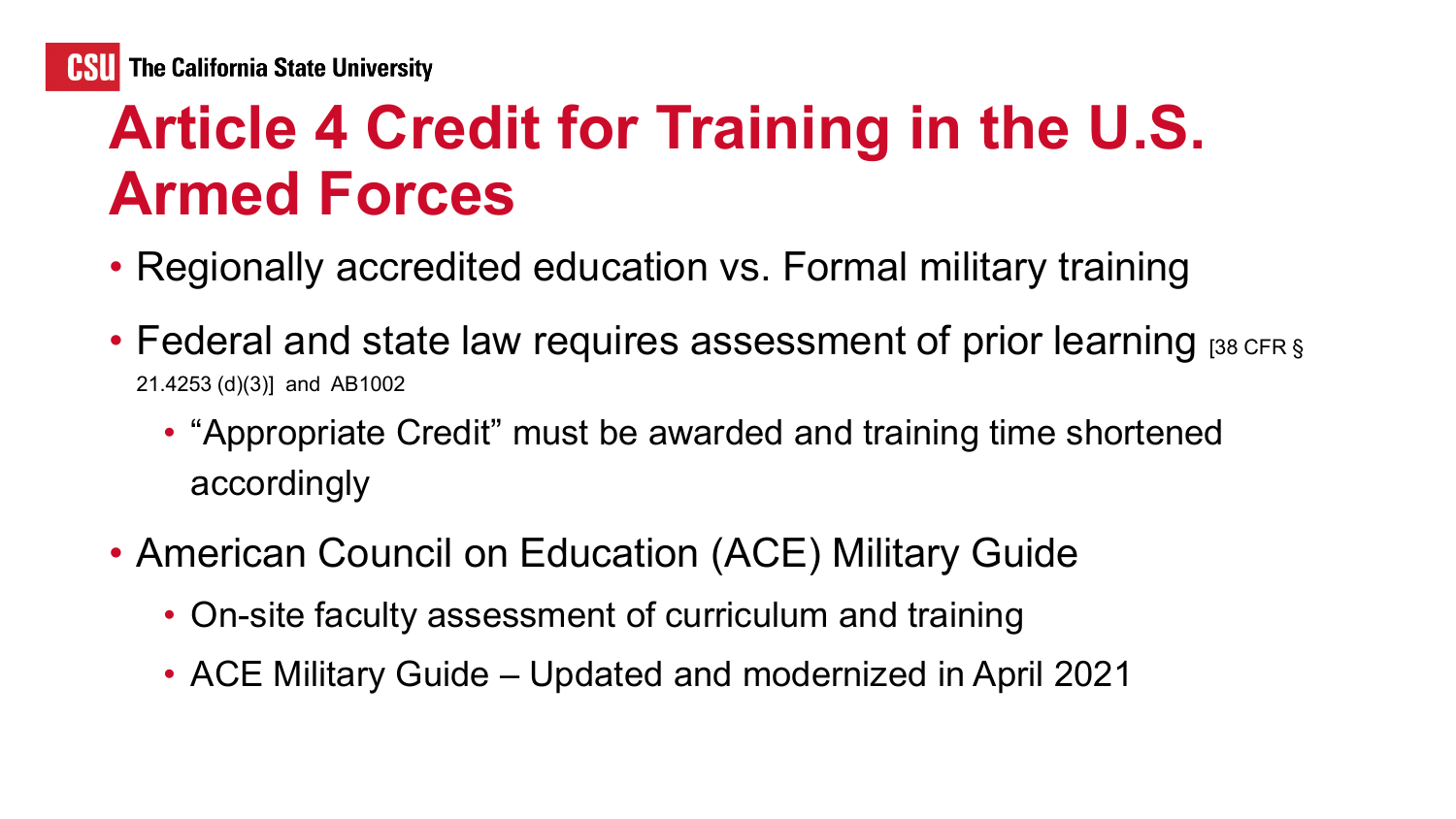# Article 4 Credit for Training in the U.S. Armed Forces

- Regionally accredited education vs. Formal military training
- Federal and state law requires assessment of prior learning [38 CFR § 21.4253 (d)(3)] and AB1002
  - "Appropriate Credit" must be awarded and training time shortened accordingly
- American Council on Education (ACE) Military Guide
  - On-site faculty assessment of curriculum and training
  - ACE Military Guide – Updated and modernized in April 2021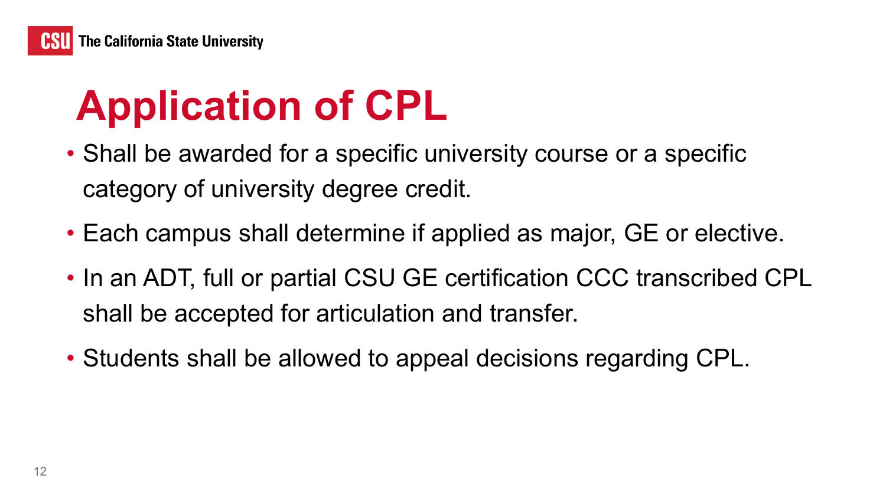# Application of CPL

- Shall be awarded for a specific university course or a specific category of university degree credit.
- Each campus shall determine if applied as major, GE or elective.
- In an ADT, full or partial CSU GE certification CCC transcribed CPL shall be accepted for articulation and transfer.
- Students shall be allowed to appeal decisions regarding CPL.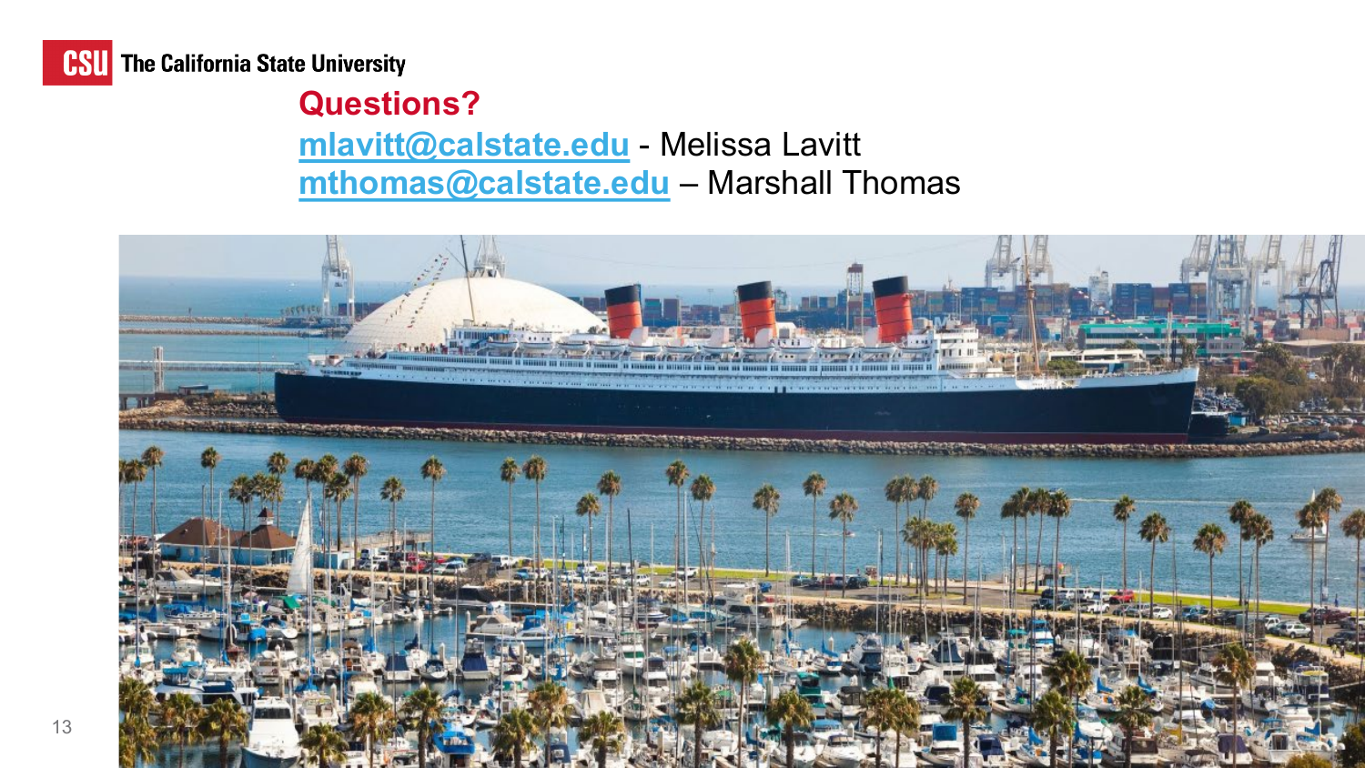## Questions?

mlavitt@calstate.edu - Melissa Lavitt
mthomas@calstate.edu – Marshall Thomas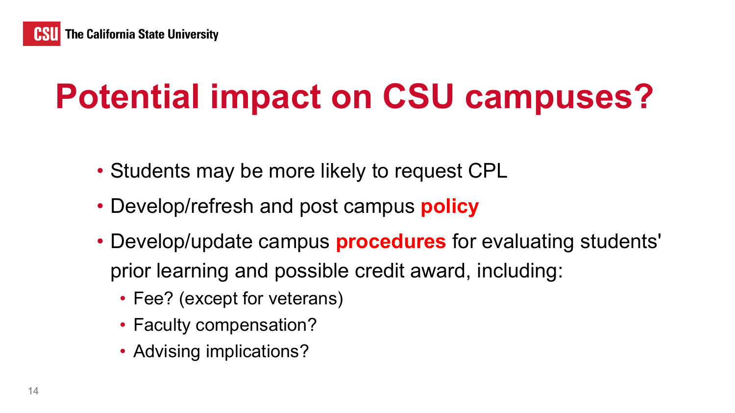# Potential impact on CSU campuses?

- Students may be more likely to request CPL
- Develop/refresh and post campus **policy**
- Develop/update campus **procedures** for evaluating students' prior learning and possible credit award, including:
  - Fee? (except for veterans)
  - Faculty compensation?
  - Advising implications?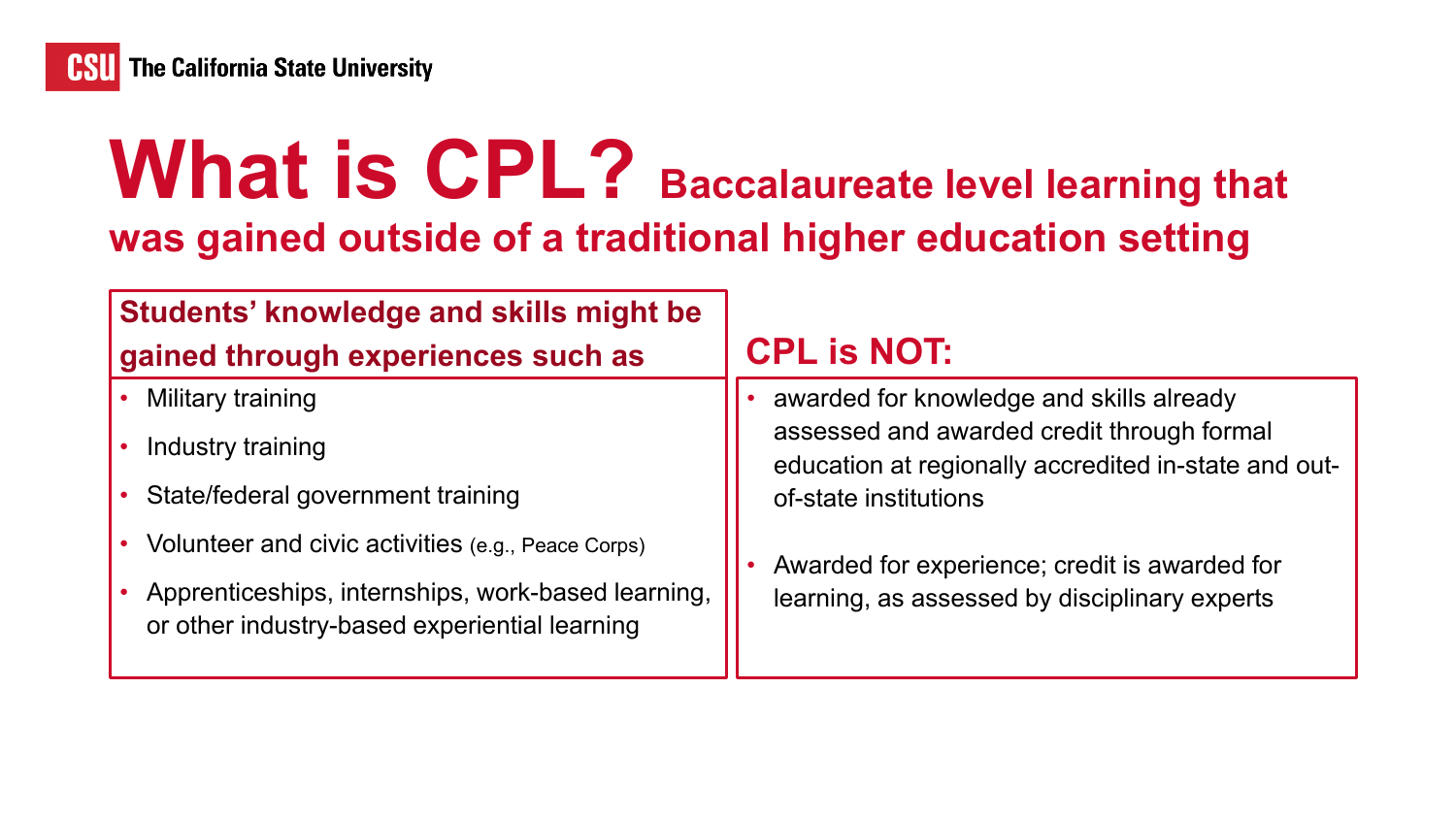The California State University

# What is CPL? Baccalaureate level learning that was gained outside of a traditional higher education setting

**Students' knowledge and skills might be gained through experiences such as**

- Military training
- Industry training
- State/federal government training
- Volunteer and civic activities (e.g., Peace Corps)
- Apprenticeships, internships, work-based learning, or other industry-based experiential learning

## CPL is NOT:

- awarded for knowledge and skills already assessed and awarded credit through formal education at regionally accredited in-state and out-of-state institutions
- Awarded for experience; credit is awarded for learning, as assessed by disciplinary experts